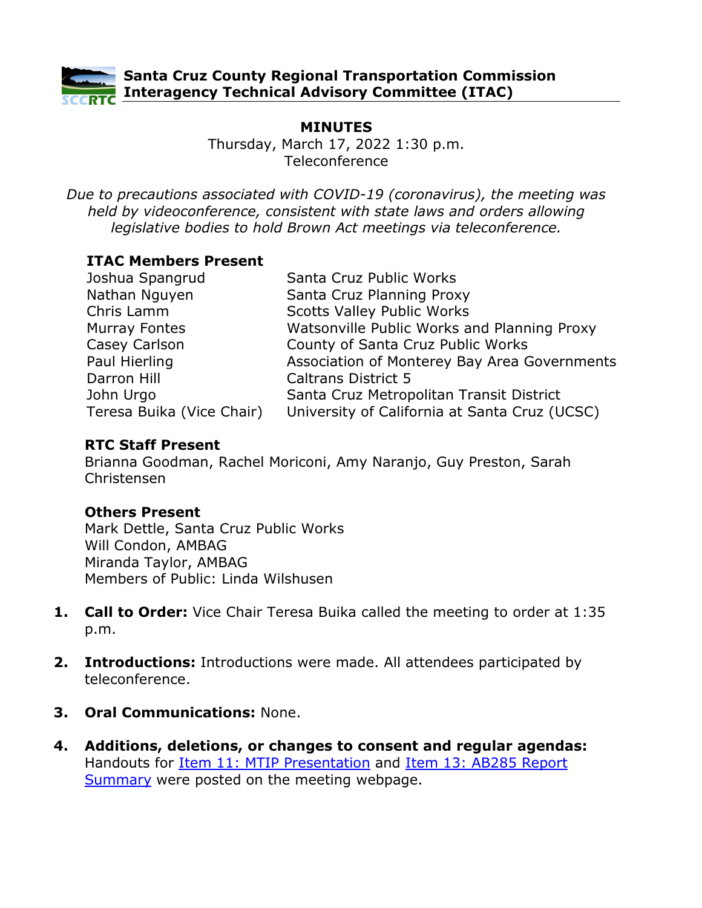# Santa Cruz County Regional Transportation Commission Interagency Technical Advisory Committee (ITAC)

## MINUTES

Thursday, March 17, 2022 1:30 p.m.
Teleconference

*Due to precautions associated with COVID-19 (coronavirus), the meeting was held by videoconference, consistent with state laws and orders allowing legislative bodies to hold Brown Act meetings via teleconference.*

**ITAC Members Present**

| | |
|---|---|
| Joshua Spangrud | Santa Cruz Public Works |
| Nathan Nguyen | Santa Cruz Planning Proxy |
| Chris Lamm | Scotts Valley Public Works |
| Murray Fontes | Watsonville Public Works and Planning Proxy |
| Casey Carlson | County of Santa Cruz Public Works |
| Paul Hierling | Association of Monterey Bay Area Governments |
| Darron Hill | Caltrans District 5 |
| John Urgo | Santa Cruz Metropolitan Transit District |
| Teresa Buika (Vice Chair) | University of California at Santa Cruz (UCSC) |

**RTC Staff Present**

Brianna Goodman, Rachel Moriconi, Amy Naranjo, Guy Preston, Sarah Christensen

**Others Present**

Mark Dettle, Santa Cruz Public Works
Will Condon, AMBAG
Miranda Taylor, AMBAG
Members of Public: Linda Wilshusen

1. **Call to Order:** Vice Chair Teresa Buika called the meeting to order at 1:35 p.m.

2. **Introductions:** Introductions were made. All attendees participated by teleconference.

3. **Oral Communications:** None.

4. **Additions, deletions, or changes to consent and regular agendas:** Handouts for Item 11: MTIP Presentation and Item 13: AB285 Report Summary were posted on the meeting webpage.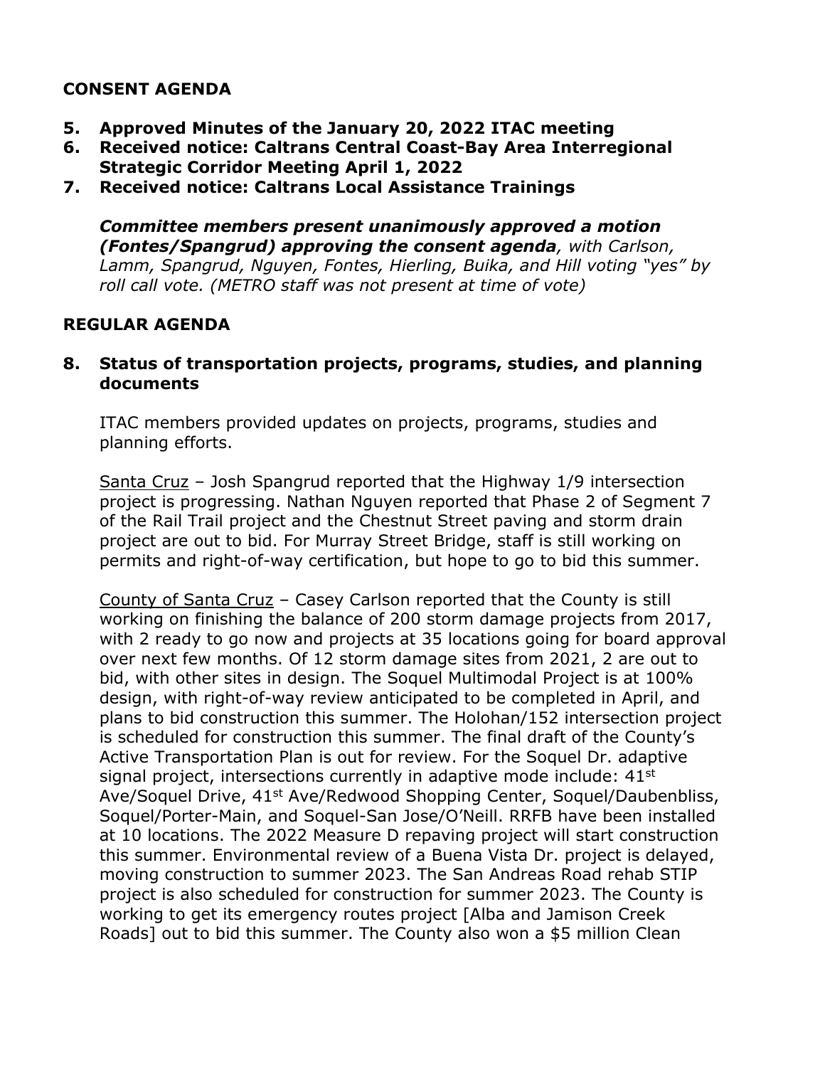## CONSENT AGENDA

5. **Approved Minutes of the January 20, 2022 ITAC meeting**
6. **Received notice: Caltrans Central Coast-Bay Area Interregional Strategic Corridor Meeting April 1, 2022**
7. **Received notice: Caltrans Local Assistance Trainings**

***Committee members present unanimously approved a motion (Fontes/Spangrud) approving the consent agenda****, with Carlson, Lamm, Spangrud, Nguyen, Fontes, Hierling, Buika, and Hill voting "yes" by roll call vote. (METRO staff was not present at time of vote)*

## REGULAR AGENDA

8. **Status of transportation projects, programs, studies, and planning documents**

ITAC members provided updates on projects, programs, studies and planning efforts.

Santa Cruz – Josh Spangrud reported that the Highway 1/9 intersection project is progressing. Nathan Nguyen reported that Phase 2 of Segment 7 of the Rail Trail project and the Chestnut Street paving and storm drain project are out to bid. For Murray Street Bridge, staff is still working on permits and right-of-way certification, but hope to go to bid this summer.

County of Santa Cruz – Casey Carlson reported that the County is still working on finishing the balance of 200 storm damage projects from 2017, with 2 ready to go now and projects at 35 locations going for board approval over next few months. Of 12 storm damage sites from 2021, 2 are out to bid, with other sites in design. The Soquel Multimodal Project is at 100% design, with right-of-way review anticipated to be completed in April, and plans to bid construction this summer. The Holohan/152 intersection project is scheduled for construction this summer. The final draft of the County's Active Transportation Plan is out for review. For the Soquel Dr. adaptive signal project, intersections currently in adaptive mode include: 41st Ave/Soquel Drive, 41st Ave/Redwood Shopping Center, Soquel/Daubenbliss, Soquel/Porter-Main, and Soquel-San Jose/O'Neill. RRFB have been installed at 10 locations. The 2022 Measure D repaving project will start construction this summer. Environmental review of a Buena Vista Dr. project is delayed, moving construction to summer 2023. The San Andreas Road rehab STIP project is also scheduled for construction for summer 2023. The County is working to get its emergency routes project [Alba and Jamison Creek Roads] out to bid this summer. The County also won a $5 million Clean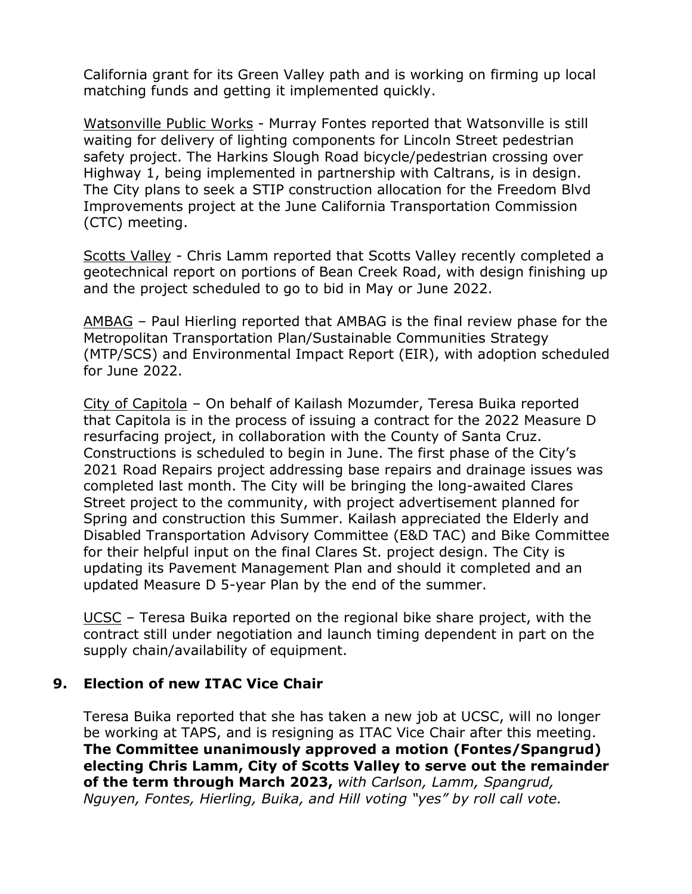California grant for its Green Valley path and is working on firming up local matching funds and getting it implemented quickly.

Watsonville Public Works - Murray Fontes reported that Watsonville is still waiting for delivery of lighting components for Lincoln Street pedestrian safety project. The Harkins Slough Road bicycle/pedestrian crossing over Highway 1, being implemented in partnership with Caltrans, is in design. The City plans to seek a STIP construction allocation for the Freedom Blvd Improvements project at the June California Transportation Commission (CTC) meeting.

Scotts Valley - Chris Lamm reported that Scotts Valley recently completed a geotechnical report on portions of Bean Creek Road, with design finishing up and the project scheduled to go to bid in May or June 2022.

AMBAG – Paul Hierling reported that AMBAG is the final review phase for the Metropolitan Transportation Plan/Sustainable Communities Strategy (MTP/SCS) and Environmental Impact Report (EIR), with adoption scheduled for June 2022.

City of Capitola – On behalf of Kailash Mozumder, Teresa Buika reported that Capitola is in the process of issuing a contract for the 2022 Measure D resurfacing project, in collaboration with the County of Santa Cruz. Constructions is scheduled to begin in June. The first phase of the City's 2021 Road Repairs project addressing base repairs and drainage issues was completed last month. The City will be bringing the long-awaited Clares Street project to the community, with project advertisement planned for Spring and construction this Summer. Kailash appreciated the Elderly and Disabled Transportation Advisory Committee (E&D TAC) and Bike Committee for their helpful input on the final Clares St. project design. The City is updating its Pavement Management Plan and should it completed and an updated Measure D 5-year Plan by the end of the summer.

UCSC – Teresa Buika reported on the regional bike share project, with the contract still under negotiation and launch timing dependent in part on the supply chain/availability of equipment.

## 9. Election of new ITAC Vice Chair

Teresa Buika reported that she has taken a new job at UCSC, will no longer be working at TAPS, and is resigning as ITAC Vice Chair after this meeting. **The Committee unanimously approved a motion (Fontes/Spangrud) electing Chris Lamm, City of Scotts Valley to serve out the remainder of the term through March 2023,** *with Carlson, Lamm, Spangrud, Nguyen, Fontes, Hierling, Buika, and Hill voting "yes" by roll call vote.*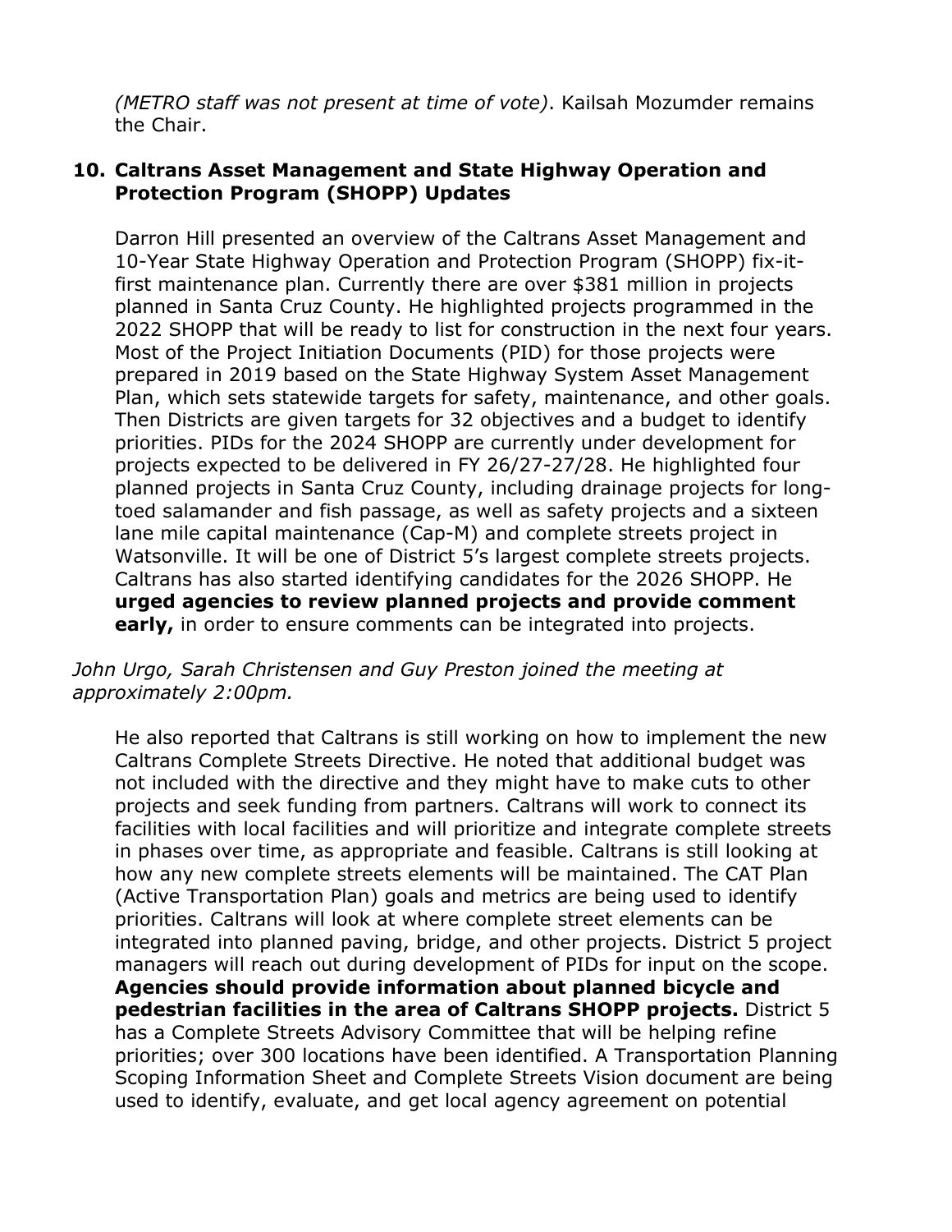*(METRO staff was not present at time of vote)*. Kailsah Mozumder remains the Chair.

10. **Caltrans Asset Management and State Highway Operation and Protection Program (SHOPP) Updates**

    Darron Hill presented an overview of the Caltrans Asset Management and 10-Year State Highway Operation and Protection Program (SHOPP) fix-it-first maintenance plan. Currently there are over $381 million in projects planned in Santa Cruz County. He highlighted projects programmed in the 2022 SHOPP that will be ready to list for construction in the next four years. Most of the Project Initiation Documents (PID) for those projects were prepared in 2019 based on the State Highway System Asset Management Plan, which sets statewide targets for safety, maintenance, and other goals. Then Districts are given targets for 32 objectives and a budget to identify priorities. PIDs for the 2024 SHOPP are currently under development for projects expected to be delivered in FY 26/27-27/28. He highlighted four planned projects in Santa Cruz County, including drainage projects for long-toed salamander and fish passage, as well as safety projects and a sixteen lane mile capital maintenance (Cap-M) and complete streets project in Watsonville. It will be one of District 5's largest complete streets projects. Caltrans has also started identifying candidates for the 2026 SHOPP. He **urged agencies to review planned projects and provide comment early,** in order to ensure comments can be integrated into projects.

*John Urgo, Sarah Christensen and Guy Preston joined the meeting at approximately 2:00pm.*

    He also reported that Caltrans is still working on how to implement the new Caltrans Complete Streets Directive. He noted that additional budget was not included with the directive and they might have to make cuts to other projects and seek funding from partners. Caltrans will work to connect its facilities with local facilities and will prioritize and integrate complete streets in phases over time, as appropriate and feasible. Caltrans is still looking at how any new complete streets elements will be maintained. The CAT Plan (Active Transportation Plan) goals and metrics are being used to identify priorities. Caltrans will look at where complete street elements can be integrated into planned paving, bridge, and other projects. District 5 project managers will reach out during development of PIDs for input on the scope. **Agencies should provide information about planned bicycle and pedestrian facilities in the area of Caltrans SHOPP projects.** District 5 has a Complete Streets Advisory Committee that will be helping refine priorities; over 300 locations have been identified. A Transportation Planning Scoping Information Sheet and Complete Streets Vision document are being used to identify, evaluate, and get local agency agreement on potential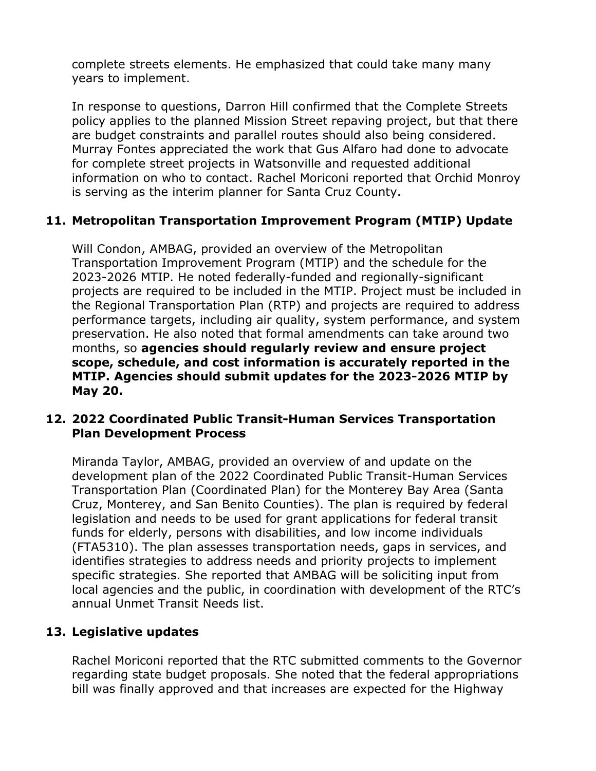complete streets elements. He emphasized that could take many many years to implement.

In response to questions, Darron Hill confirmed that the Complete Streets policy applies to the planned Mission Street repaving project, but that there are budget constraints and parallel routes should also being considered. Murray Fontes appreciated the work that Gus Alfaro had done to advocate for complete street projects in Watsonville and requested additional information on who to contact. Rachel Moriconi reported that Orchid Monroy is serving as the interim planner for Santa Cruz County.

## 11. Metropolitan Transportation Improvement Program (MTIP) Update

Will Condon, AMBAG, provided an overview of the Metropolitan Transportation Improvement Program (MTIP) and the schedule for the 2023-2026 MTIP. He noted federally-funded and regionally-significant projects are required to be included in the MTIP. Project must be included in the Regional Transportation Plan (RTP) and projects are required to address performance targets, including air quality, system performance, and system preservation. He also noted that formal amendments can take around two months, so **agencies should regularly review and ensure project scope, schedule, and cost information is accurately reported in the MTIP. Agencies should submit updates for the 2023-2026 MTIP by May 20.**

## 12. 2022 Coordinated Public Transit-Human Services Transportation Plan Development Process

Miranda Taylor, AMBAG, provided an overview of and update on the development plan of the 2022 Coordinated Public Transit-Human Services Transportation Plan (Coordinated Plan) for the Monterey Bay Area (Santa Cruz, Monterey, and San Benito Counties). The plan is required by federal legislation and needs to be used for grant applications for federal transit funds for elderly, persons with disabilities, and low income individuals (FTA5310). The plan assesses transportation needs, gaps in services, and identifies strategies to address needs and priority projects to implement specific strategies. She reported that AMBAG will be soliciting input from local agencies and the public, in coordination with development of the RTC's annual Unmet Transit Needs list.

## 13. Legislative updates

Rachel Moriconi reported that the RTC submitted comments to the Governor regarding state budget proposals. She noted that the federal appropriations bill was finally approved and that increases are expected for the Highway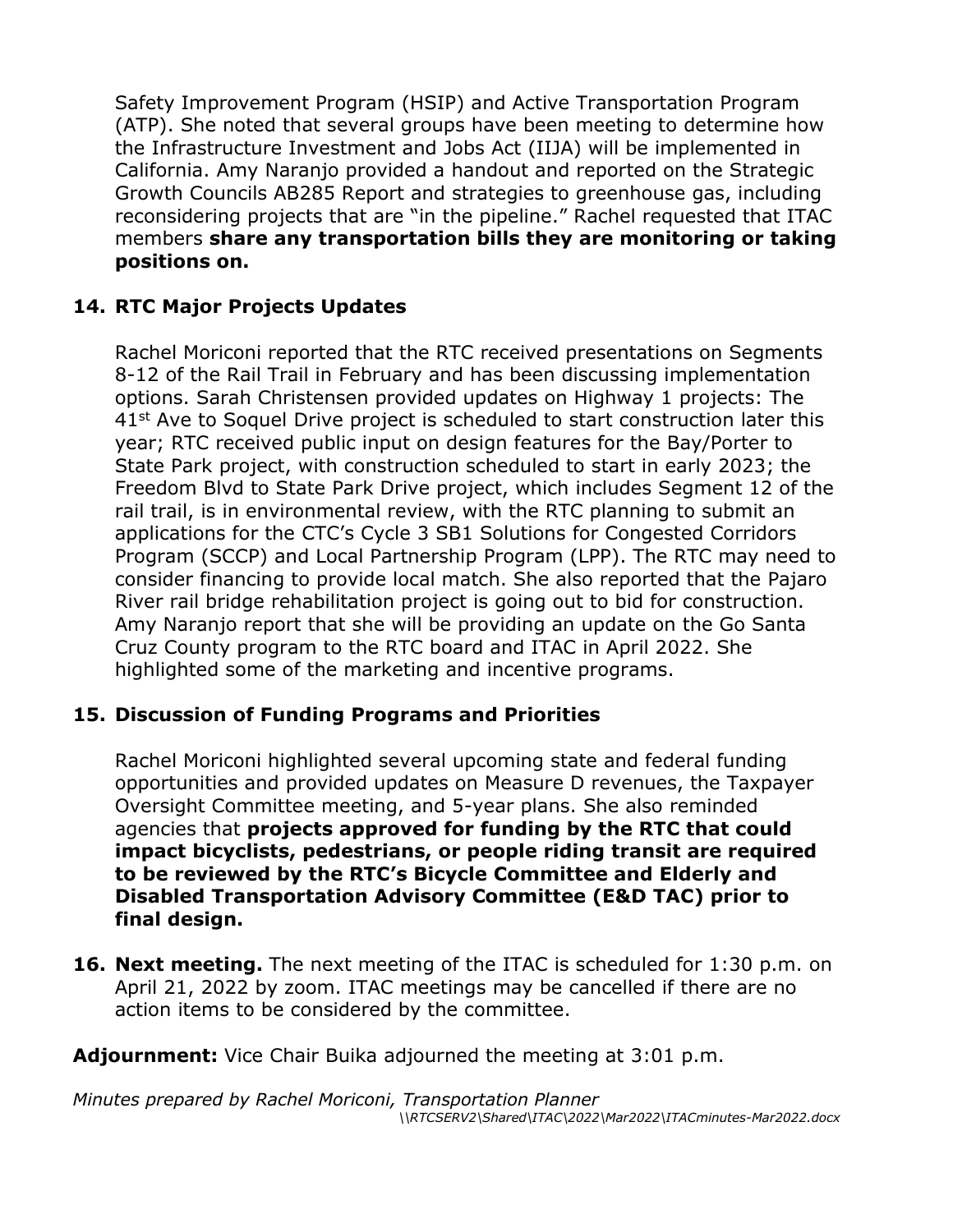Safety Improvement Program (HSIP) and Active Transportation Program (ATP). She noted that several groups have been meeting to determine how the Infrastructure Investment and Jobs Act (IIJA) will be implemented in California. Amy Naranjo provided a handout and reported on the Strategic Growth Councils AB285 Report and strategies to greenhouse gas, including reconsidering projects that are "in the pipeline." Rachel requested that ITAC members **share any transportation bills they are monitoring or taking positions on.**

## 14. RTC Major Projects Updates

Rachel Moriconi reported that the RTC received presentations on Segments 8-12 of the Rail Trail in February and has been discussing implementation options. Sarah Christensen provided updates on Highway 1 projects: The 41st Ave to Soquel Drive project is scheduled to start construction later this year; RTC received public input on design features for the Bay/Porter to State Park project, with construction scheduled to start in early 2023; the Freedom Blvd to State Park Drive project, which includes Segment 12 of the rail trail, is in environmental review, with the RTC planning to submit an applications for the CTC's Cycle 3 SB1 Solutions for Congested Corridors Program (SCCP) and Local Partnership Program (LPP). The RTC may need to consider financing to provide local match. She also reported that the Pajaro River rail bridge rehabilitation project is going out to bid for construction. Amy Naranjo report that she will be providing an update on the Go Santa Cruz County program to the RTC board and ITAC in April 2022. She highlighted some of the marketing and incentive programs.

## 15. Discussion of Funding Programs and Priorities

Rachel Moriconi highlighted several upcoming state and federal funding opportunities and provided updates on Measure D revenues, the Taxpayer Oversight Committee meeting, and 5-year plans. She also reminded agencies that **projects approved for funding by the RTC that could impact bicyclists, pedestrians, or people riding transit are required to be reviewed by the RTC's Bicycle Committee and Elderly and Disabled Transportation Advisory Committee (E&D TAC) prior to final design.**

**16. Next meeting.** The next meeting of the ITAC is scheduled for 1:30 p.m. on April 21, 2022 by zoom. ITAC meetings may be cancelled if there are no action items to be considered by the committee.

**Adjournment:** Vice Chair Buika adjourned the meeting at 3:01 p.m.

*Minutes prepared by Rachel Moriconi, Transportation Planner*

*\\RTCSERV2\Shared\ITAC\2022\Mar2022\ITACminutes-Mar2022.docx*